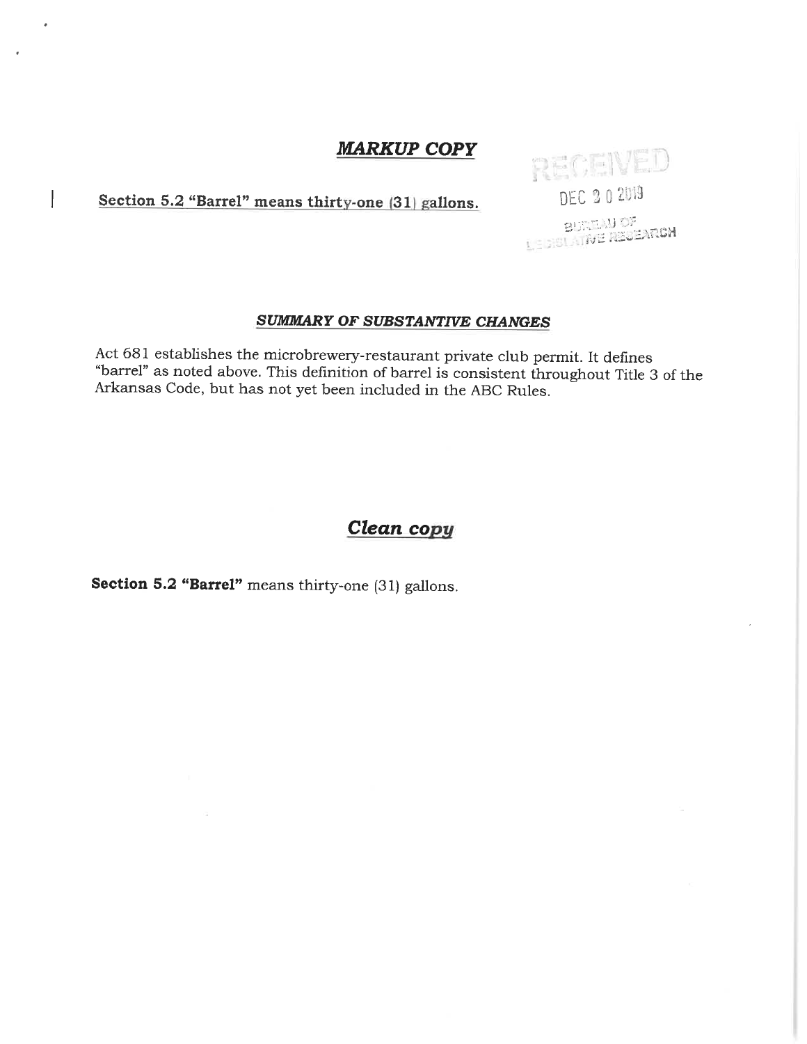## ***MARKUP COPY***

RECEIVED
DEC 30 2019
BUREAU OF
LEGISLATIVE RESEARCH

<u>**Section 5.2 "Barrel" means thirty-one (31) gallons.**</u>

### ***SUMMARY OF SUBSTANTIVE CHANGES***

Act 681 establishes the microbrewery-restaurant private club permit. It defines "barrel" as noted above. This definition of barrel is consistent throughout Title 3 of the Arkansas Code, but has not yet been included in the ABC Rules.

## ***Clean copy***

**Section 5.2 "Barrel"** means thirty-one (31) gallons.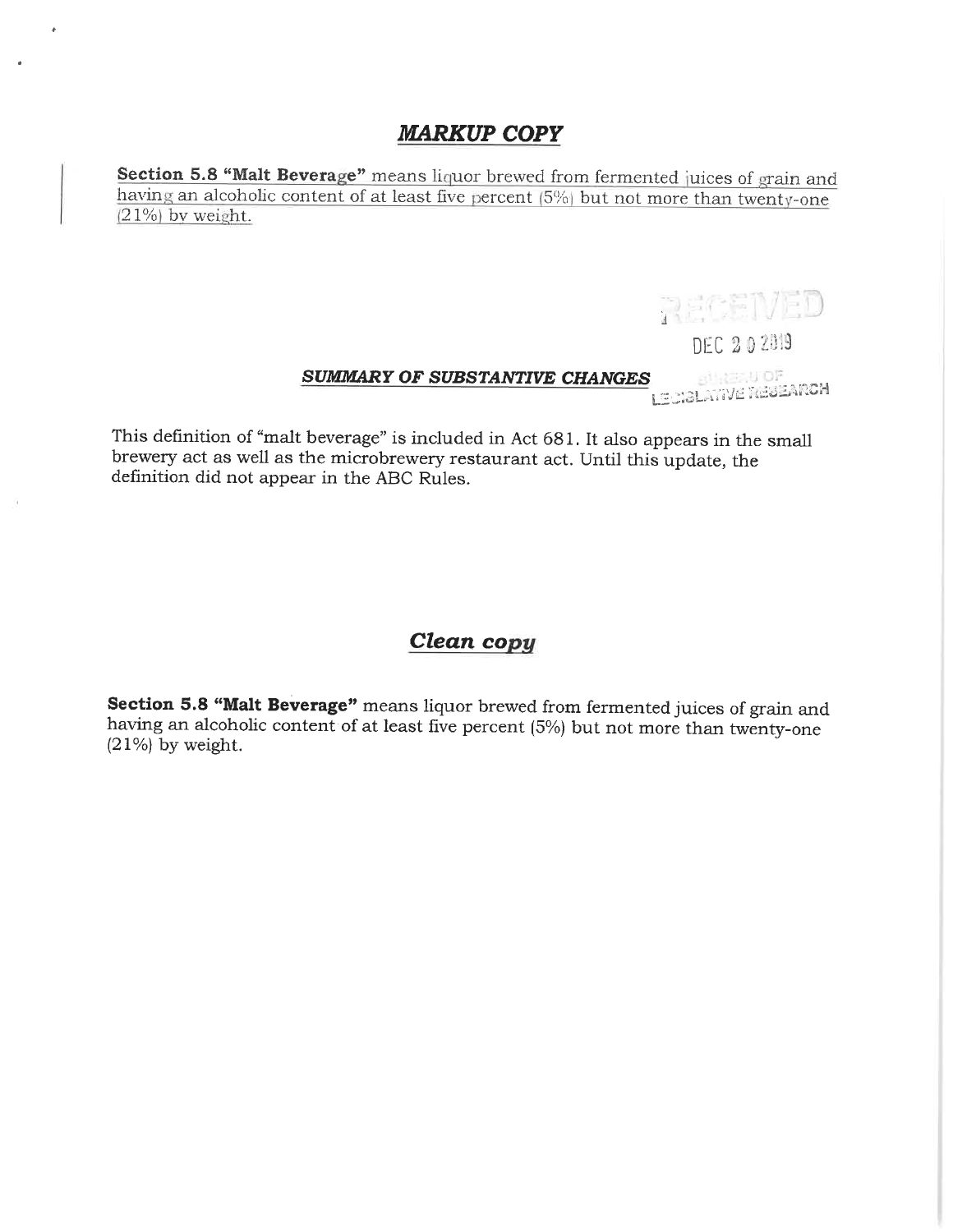## *MARKUP COPY*

**Section 5.8 "Malt Beverage"** means liquor brewed from fermented juices of grain and having an alcoholic content of at least five percent (5%) but not more than twenty-one (21%) by weight.

RECEIVED

DEC 20 2019

BUREAU OF LEGISLATIVE RESEARCH

### *SUMMARY OF SUBSTANTIVE CHANGES*

This definition of "malt beverage" is included in Act 681. It also appears in the small brewery act as well as the microbrewery restaurant act. Until this update, the definition did not appear in the ABC Rules.

## *Clean copy*

**Section 5.8 "Malt Beverage"** means liquor brewed from fermented juices of grain and having an alcoholic content of at least five percent (5%) but not more than twenty-one (21%) by weight.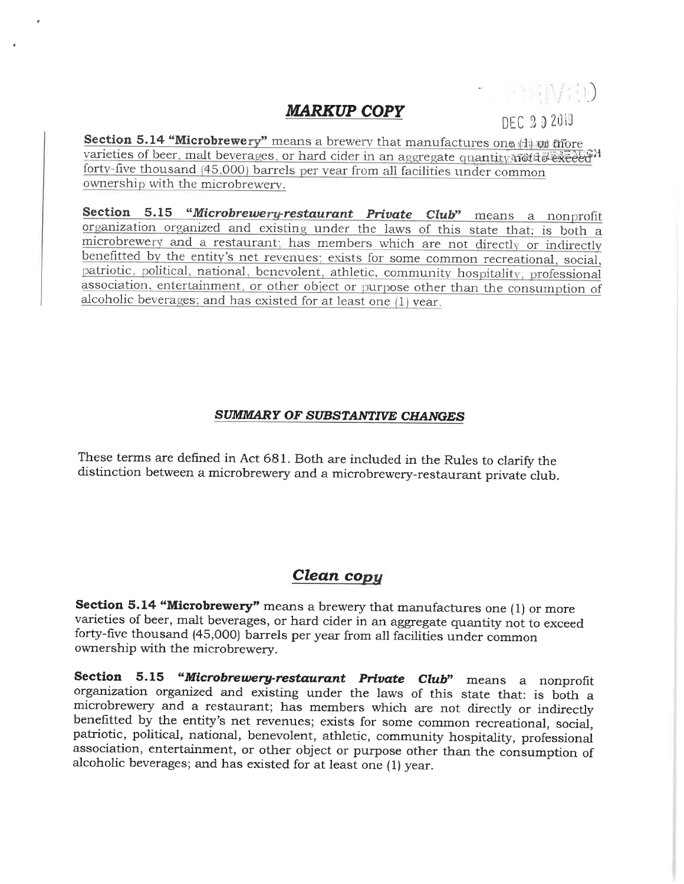## ***MARKUP COPY***

RECEIVED

DEC 20 2019

**Section 5.14 "Microbrewery"** means a brewery that manufactures one (1) or more varieties of beer, malt beverages, or hard cider in an aggregate quantity not to exceed forty-five thousand (45,000) barrels per year from all facilities under common ownership with the microbrewery.

**Section 5.15 "*Microbrewery-restaurant Private Club*"** means a nonprofit organization organized and existing under the laws of this state that: is both a microbrewery and a restaurant; has members which are not directly or indirectly benefitted by the entity's net revenues; exists for some common recreational, social, patriotic, political, national, benevolent, athletic, community hospitality, professional association, entertainment, or other object or purpose other than the consumption of alcoholic beverages; and has existed for at least one (1) year.

### ***SUMMARY OF SUBSTANTIVE CHANGES***

These terms are defined in Act 681. Both are included in the Rules to clarify the distinction between a microbrewery and a microbrewery-restaurant private club.

## ***Clean copy***

**Section 5.14 "Microbrewery"** means a brewery that manufactures one (1) or more varieties of beer, malt beverages, or hard cider in an aggregate quantity not to exceed forty-five thousand (45,000) barrels per year from all facilities under common ownership with the microbrewery.

**Section 5.15 "*Microbrewery-restaurant Private Club*"** means a nonprofit organization organized and existing under the laws of this state that: is both a microbrewery and a restaurant; has members which are not directly or indirectly benefitted by the entity's net revenues; exists for some common recreational, social, patriotic, political, national, benevolent, athletic, community hospitality, professional association, entertainment, or other object or purpose other than the consumption of alcoholic beverages; and has existed for at least one (1) year.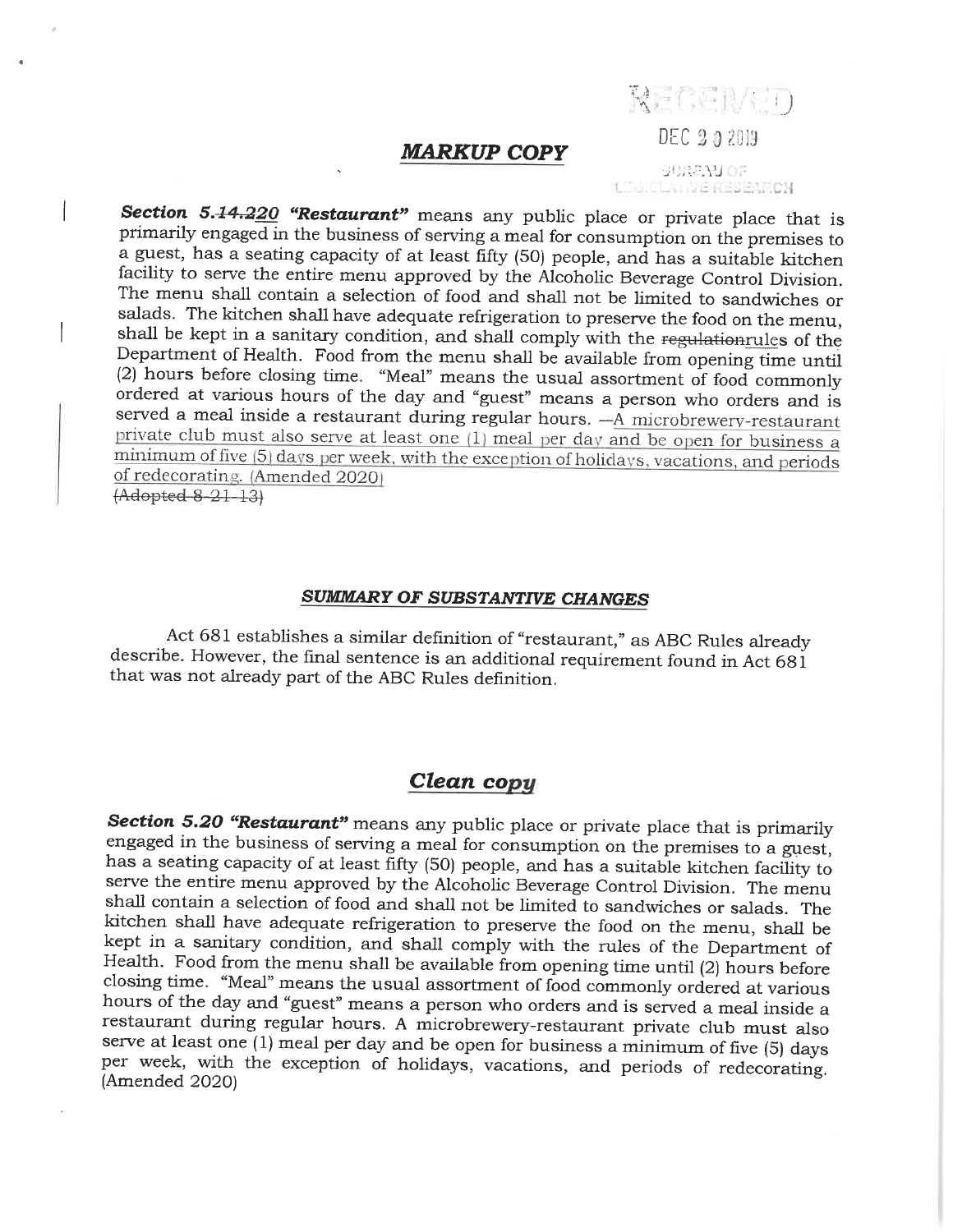RECEIVED

DEC 30 2019

BUREAU OF LEGISLATIVE RESEARCH

## *MARKUP COPY*

***Section 5.~~14.~~220 "Restaurant"*** means any public place or private place that is primarily engaged in the business of serving a meal for consumption on the premises to a guest, has a seating capacity of at least fifty (50) people, and has a suitable kitchen facility to serve the entire menu approved by the Alcoholic Beverage Control Division. The menu shall contain a selection of food and shall not be limited to sandwiches or salads. The kitchen shall have adequate refrigeration to preserve the food on the menu, shall be kept in a sanitary condition, and shall comply with the ~~regulation~~rules of the Department of Health. Food from the menu shall be available from opening time until (2) hours before closing time. "Meal" means the usual assortment of food commonly ordered at various hours of the day and "guest" means a person who orders and is served a meal inside a restaurant during regular hours. — A microbrewery-restaurant private club must also serve at least one (1) meal per day and be open for business a minimum of five (5) days per week, with the exception of holidays, vacations, and periods of redecorating. (Amended 2020)
~~(Adopted 8-21-13)~~

### *SUMMARY OF SUBSTANTIVE CHANGES*

Act 681 establishes a similar definition of "restaurant," as ABC Rules already describe. However, the final sentence is an additional requirement found in Act 681 that was not already part of the ABC Rules definition.

## *Clean copy*

***Section 5.20 "Restaurant"*** means any public place or private place that is primarily engaged in the business of serving a meal for consumption on the premises to a guest, has a seating capacity of at least fifty (50) people, and has a suitable kitchen facility to serve the entire menu approved by the Alcoholic Beverage Control Division. The menu shall contain a selection of food and shall not be limited to sandwiches or salads. The kitchen shall have adequate refrigeration to preserve the food on the menu, shall be kept in a sanitary condition, and shall comply with the rules of the Department of Health. Food from the menu shall be available from opening time until (2) hours before closing time. "Meal" means the usual assortment of food commonly ordered at various hours of the day and "guest" means a person who orders and is served a meal inside a restaurant during regular hours. A microbrewery-restaurant private club must also serve at least one (1) meal per day and be open for business a minimum of five (5) days per week, with the exception of holidays, vacations, and periods of redecorating. (Amended 2020)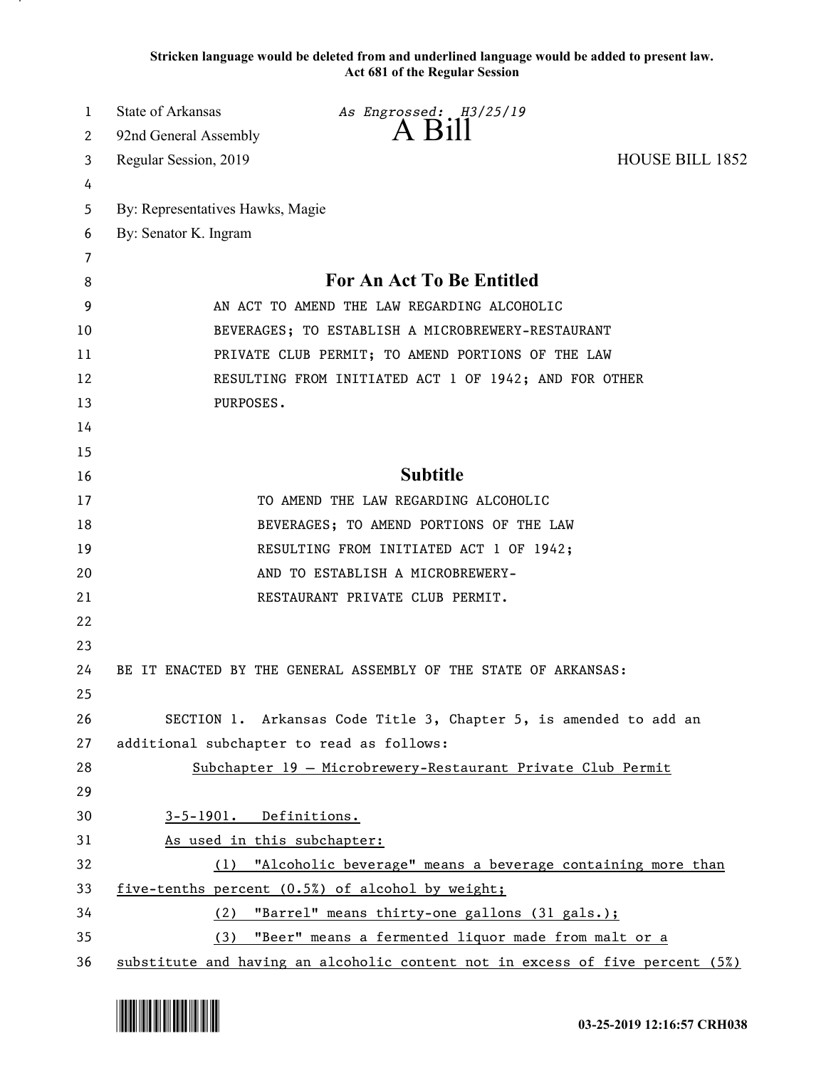**Stricken language would be deleted from and underlined language would be added to present law.**
**Act 681 of the Regular Session**

State of Arkansas — *As Engrossed: H3/25/19*
92nd General Assembly

# A Bill

Regular Session, 2019 — HOUSE BILL 1852

By: Representatives Hawks, Magie
By: Senator K. Ingram

## For An Act To Be Entitled

AN ACT TO AMEND THE LAW REGARDING ALCOHOLIC BEVERAGES; TO ESTABLISH A MICROBREWERY-RESTAURANT PRIVATE CLUB PERMIT; TO AMEND PORTIONS OF THE LAW RESULTING FROM INITIATED ACT 1 OF 1942; AND FOR OTHER PURPOSES.

## Subtitle

TO AMEND THE LAW REGARDING ALCOHOLIC BEVERAGES; TO AMEND PORTIONS OF THE LAW RESULTING FROM INITIATED ACT 1 OF 1942; AND TO ESTABLISH A MICROBREWERY-RESTAURANT PRIVATE CLUB PERMIT.

BE IT ENACTED BY THE GENERAL ASSEMBLY OF THE STATE OF ARKANSAS:

SECTION 1. Arkansas Code Title 3, Chapter 5, is amended to add an additional subchapter to read as follows:

Subchapter 19 — Microbrewery-Restaurant Private Club Permit

3-5-1901. Definitions.

As used in this subchapter:

(1) "Alcoholic beverage" means a beverage containing more than five-tenths percent (0.5%) of alcohol by weight;

(2) "Barrel" means thirty-one gallons (31 gals.);

(3) "Beer" means a fermented liquor made from malt or a substitute and having an alcoholic content not in excess of five percent (5%)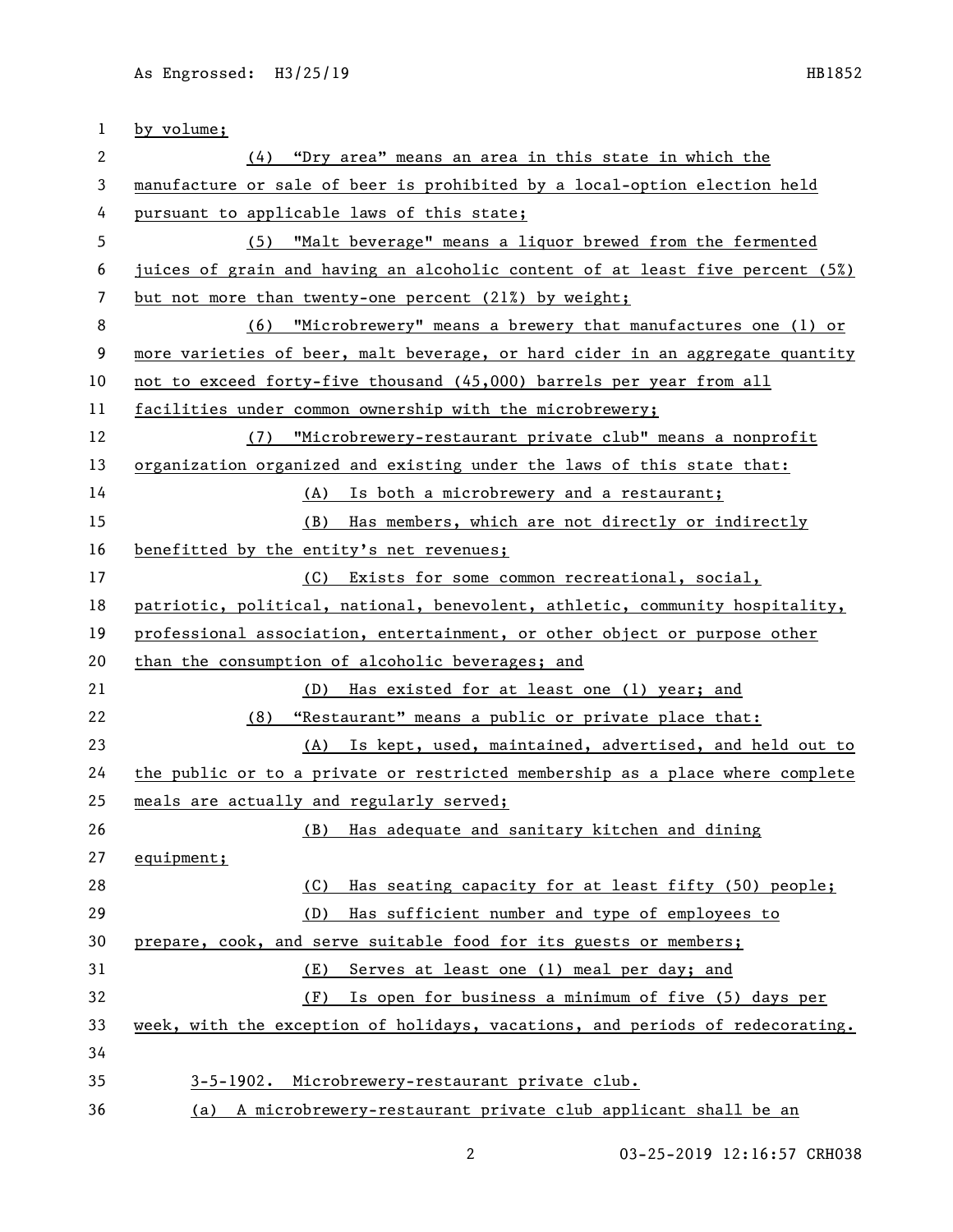by volume;

(4) "Dry area" means an area in this state in which the manufacture or sale of beer is prohibited by a local-option election held pursuant to applicable laws of this state;

(5) "Malt beverage" means a liquor brewed from the fermented juices of grain and having an alcoholic content of at least five percent (5%) but not more than twenty-one percent (21%) by weight;

(6) "Microbrewery" means a brewery that manufactures one (1) or more varieties of beer, malt beverage, or hard cider in an aggregate quantity not to exceed forty-five thousand (45,000) barrels per year from all facilities under common ownership with the microbrewery;

(7) "Microbrewery-restaurant private club" means a nonprofit organization organized and existing under the laws of this state that:

(A) Is both a microbrewery and a restaurant;

(B) Has members, which are not directly or indirectly benefitted by the entity's net revenues;

(C) Exists for some common recreational, social, patriotic, political, national, benevolent, athletic, community hospitality, professional association, entertainment, or other object or purpose other than the consumption of alcoholic beverages; and

(D) Has existed for at least one (1) year; and

(8) "Restaurant" means a public or private place that:

(A) Is kept, used, maintained, advertised, and held out to the public or to a private or restricted membership as a place where complete meals are actually and regularly served;

(B) Has adequate and sanitary kitchen and dining equipment;

(C) Has seating capacity for at least fifty (50) people;

(D) Has sufficient number and type of employees to prepare, cook, and serve suitable food for its guests or members;

(E) Serves at least one (1) meal per day; and

(F) Is open for business a minimum of five (5) days per week, with the exception of holidays, vacations, and periods of redecorating.

3-5-1902. Microbrewery-restaurant private club.

(a) A microbrewery-restaurant private club applicant shall be an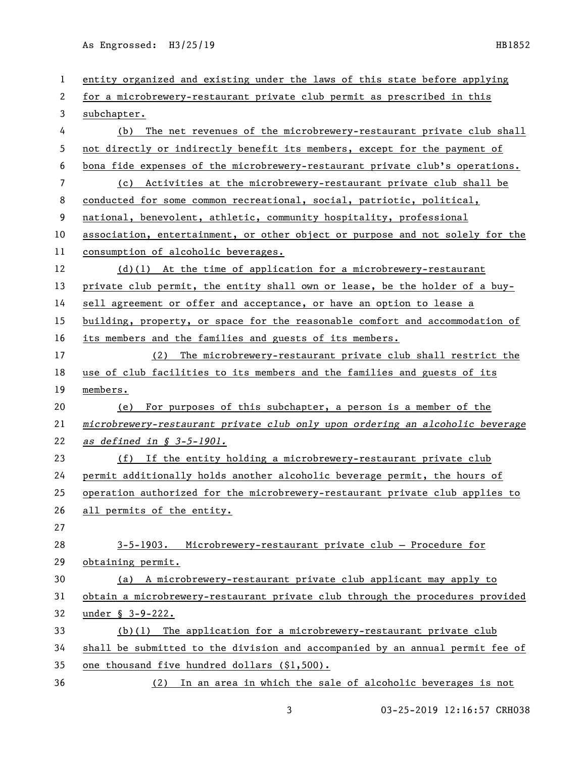entity organized and existing under the laws of this state before applying for a microbrewery-restaurant private club permit as prescribed in this subchapter.

(b) The net revenues of the microbrewery-restaurant private club shall not directly or indirectly benefit its members, except for the payment of bona fide expenses of the microbrewery-restaurant private club's operations.

(c) Activities at the microbrewery-restaurant private club shall be conducted for some common recreational, social, patriotic, political, national, benevolent, athletic, community hospitality, professional association, entertainment, or other object or purpose and not solely for the consumption of alcoholic beverages.

(d)(1) At the time of application for a microbrewery-restaurant private club permit, the entity shall own or lease, be the holder of a buy-sell agreement or offer and acceptance, or have an option to lease a building, property, or space for the reasonable comfort and accommodation of its members and the families and guests of its members.

(2) The microbrewery-restaurant private club shall restrict the use of club facilities to its members and the families and guests of its members.

(e) For purposes of this subchapter, a person is a member of the *microbrewery-restaurant private club only upon ordering an alcoholic beverage as defined in § 3-5-1901.*

(f) If the entity holding a microbrewery-restaurant private club permit additionally holds another alcoholic beverage permit, the hours of operation authorized for the microbrewery-restaurant private club applies to all permits of the entity.

3-5-1903. Microbrewery-restaurant private club — Procedure for obtaining permit.

(a) A microbrewery-restaurant private club applicant may apply to obtain a microbrewery-restaurant private club through the procedures provided under § 3-9-222.

(b)(1) The application for a microbrewery-restaurant private club shall be submitted to the division and accompanied by an annual permit fee of one thousand five hundred dollars ($1,500).

(2) In an area in which the sale of alcoholic beverages is not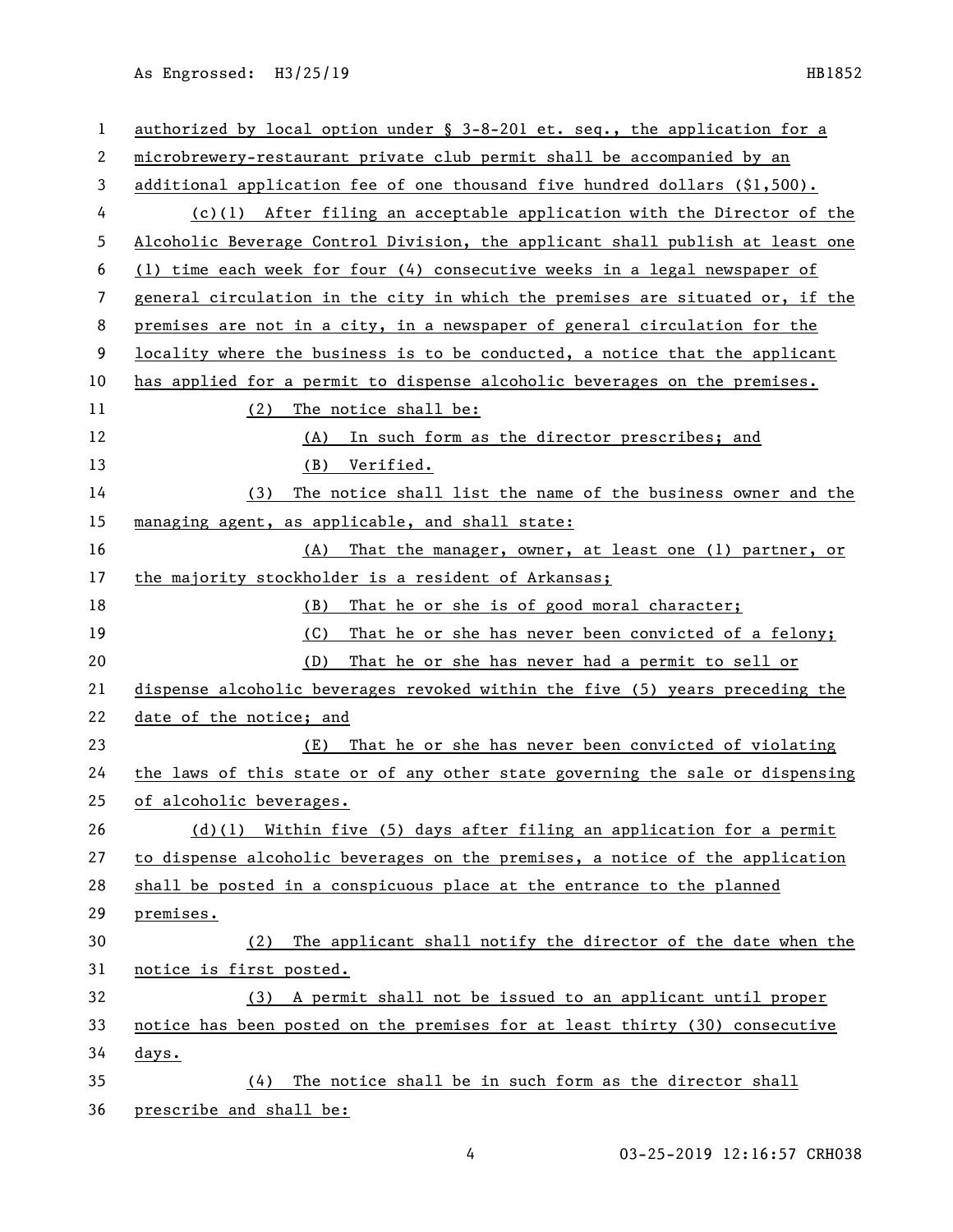authorized by local option under § 3-8-201 et. seq., the application for a microbrewery-restaurant private club permit shall be accompanied by an additional application fee of one thousand five hundred dollars ($1,500).

(c)(1) After filing an acceptable application with the Director of the Alcoholic Beverage Control Division, the applicant shall publish at least one (1) time each week for four (4) consecutive weeks in a legal newspaper of general circulation in the city in which the premises are situated or, if the premises are not in a city, in a newspaper of general circulation for the locality where the business is to be conducted, a notice that the applicant has applied for a permit to dispense alcoholic beverages on the premises.

(2) The notice shall be:

(A) In such form as the director prescribes; and

(B) Verified.

(3) The notice shall list the name of the business owner and the managing agent, as applicable, and shall state:

(A) That the manager, owner, at least one (1) partner, or the majority stockholder is a resident of Arkansas;

(B) That he or she is of good moral character;

(C) That he or she has never been convicted of a felony;

(D) That he or she has never had a permit to sell or dispense alcoholic beverages revoked within the five (5) years preceding the date of the notice; and

(E) That he or she has never been convicted of violating the laws of this state or of any other state governing the sale or dispensing of alcoholic beverages.

(d)(1) Within five (5) days after filing an application for a permit to dispense alcoholic beverages on the premises, a notice of the application shall be posted in a conspicuous place at the entrance to the planned premises.

(2) The applicant shall notify the director of the date when the notice is first posted.

(3) A permit shall not be issued to an applicant until proper notice has been posted on the premises for at least thirty (30) consecutive days.

(4) The notice shall be in such form as the director shall prescribe and shall be: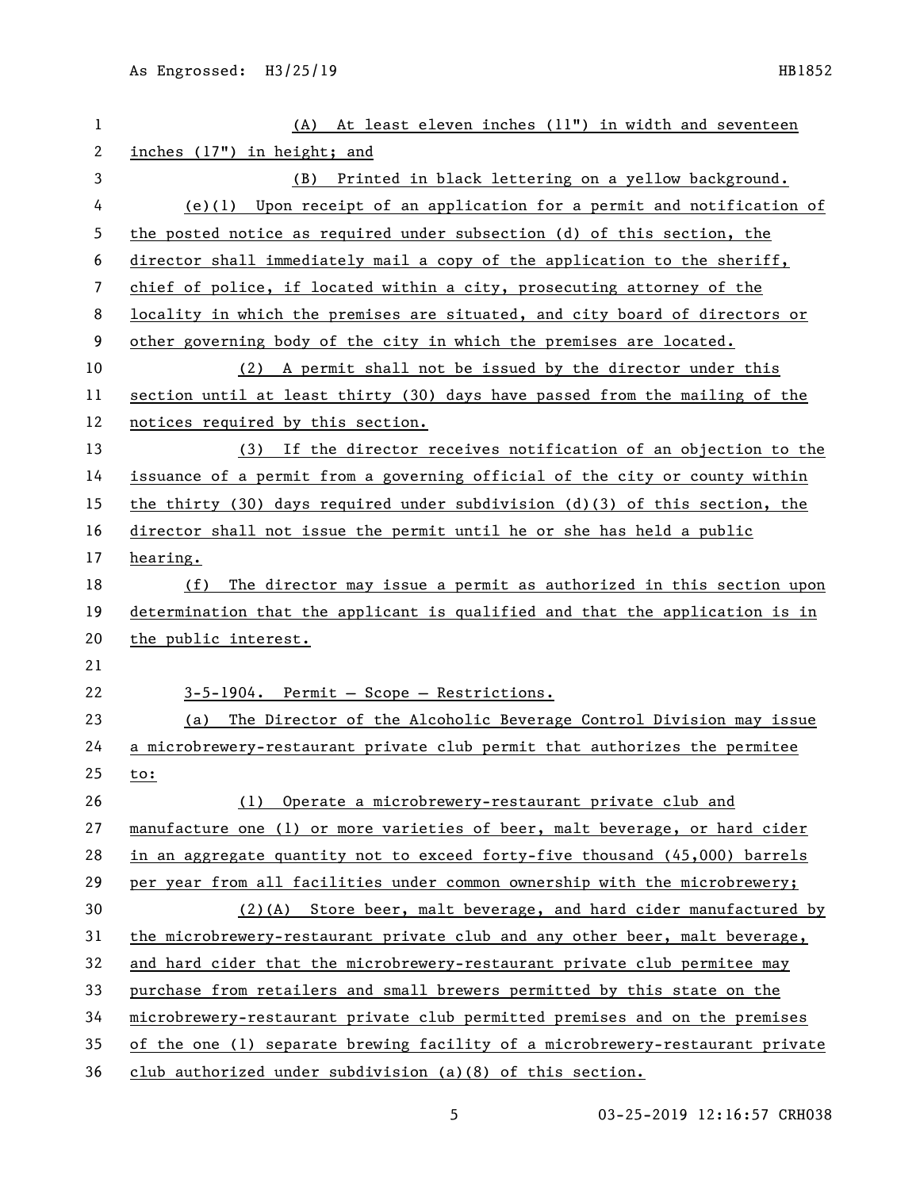(A) At least eleven inches (11") in width and seventeen inches (17") in height; and

(B) Printed in black lettering on a yellow background.

(e)(1) Upon receipt of an application for a permit and notification of the posted notice as required under subsection (d) of this section, the director shall immediately mail a copy of the application to the sheriff, chief of police, if located within a city, prosecuting attorney of the locality in which the premises are situated, and city board of directors or other governing body of the city in which the premises are located.

(2) A permit shall not be issued by the director under this section until at least thirty (30) days have passed from the mailing of the notices required by this section.

(3) If the director receives notification of an objection to the issuance of a permit from a governing official of the city or county within the thirty (30) days required under subdivision (d)(3) of this section, the director shall not issue the permit until he or she has held a public hearing.

(f) The director may issue a permit as authorized in this section upon determination that the applicant is qualified and that the application is in the public interest.

3-5-1904. Permit — Scope — Restrictions.

(a) The Director of the Alcoholic Beverage Control Division may issue a microbrewery-restaurant private club permit that authorizes the permitee to:

(1) Operate a microbrewery-restaurant private club and manufacture one (1) or more varieties of beer, malt beverage, or hard cider in an aggregate quantity not to exceed forty-five thousand (45,000) barrels per year from all facilities under common ownership with the microbrewery;

(2)(A) Store beer, malt beverage, and hard cider manufactured by the microbrewery-restaurant private club and any other beer, malt beverage, and hard cider that the microbrewery-restaurant private club permitee may purchase from retailers and small brewers permitted by this state on the microbrewery-restaurant private club permitted premises and on the premises of the one (1) separate brewing facility of a microbrewery-restaurant private club authorized under subdivision (a)(8) of this section.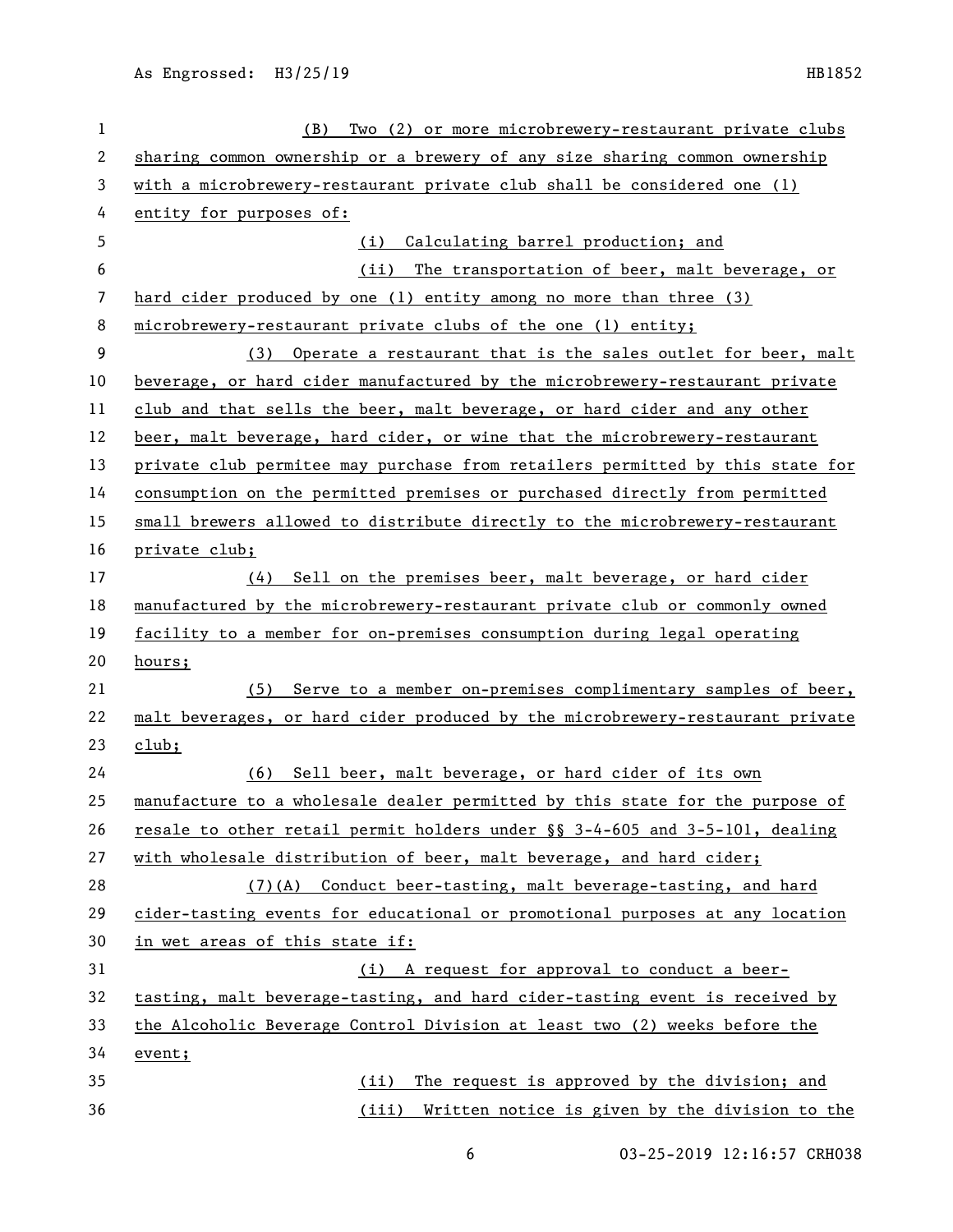(B) Two (2) or more microbrewery-restaurant private clubs sharing common ownership or a brewery of any size sharing common ownership with a microbrewery-restaurant private club shall be considered one (1) entity for purposes of:

(i) Calculating barrel production; and

(ii) The transportation of beer, malt beverage, or hard cider produced by one (1) entity among no more than three (3) microbrewery-restaurant private clubs of the one (1) entity;

(3) Operate a restaurant that is the sales outlet for beer, malt beverage, or hard cider manufactured by the microbrewery-restaurant private club and that sells the beer, malt beverage, or hard cider and any other beer, malt beverage, hard cider, or wine that the microbrewery-restaurant private club permitee may purchase from retailers permitted by this state for consumption on the permitted premises or purchased directly from permitted small brewers allowed to distribute directly to the microbrewery-restaurant private club;

(4) Sell on the premises beer, malt beverage, or hard cider manufactured by the microbrewery-restaurant private club or commonly owned facility to a member for on-premises consumption during legal operating hours;

(5) Serve to a member on-premises complimentary samples of beer, malt beverages, or hard cider produced by the microbrewery-restaurant private club;

(6) Sell beer, malt beverage, or hard cider of its own manufacture to a wholesale dealer permitted by this state for the purpose of resale to other retail permit holders under §§ 3-4-605 and 3-5-101, dealing with wholesale distribution of beer, malt beverage, and hard cider;

(7)(A) Conduct beer-tasting, malt beverage-tasting, and hard cider-tasting events for educational or promotional purposes at any location in wet areas of this state if:

(i) A request for approval to conduct a beer-tasting, malt beverage-tasting, and hard cider-tasting event is received by the Alcoholic Beverage Control Division at least two (2) weeks before the event;

(ii) The request is approved by the division; and

(iii) Written notice is given by the division to the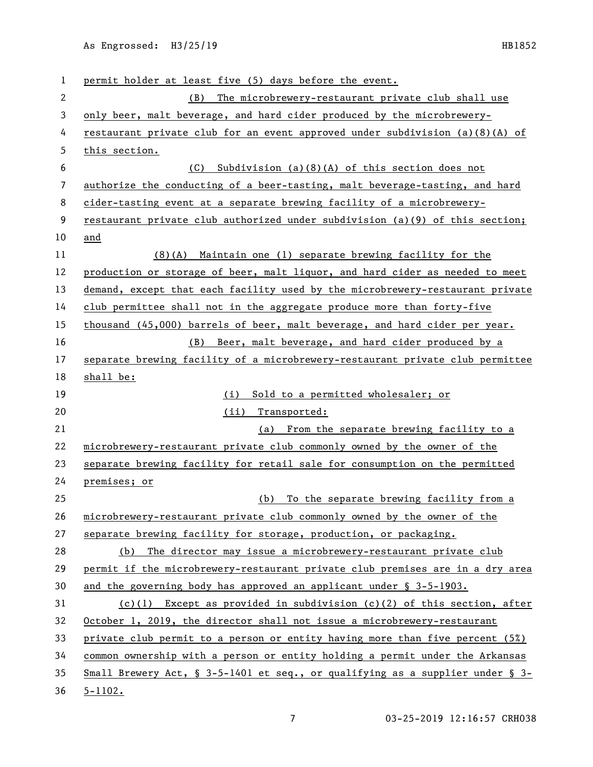permit holder at least five (5) days before the event.

(B) The microbrewery-restaurant private club shall use only beer, malt beverage, and hard cider produced by the microbrewery-restaurant private club for an event approved under subdivision (a)(8)(A) of this section.

(C) Subdivision (a)(8)(A) of this section does not authorize the conducting of a beer-tasting, malt beverage-tasting, and hard cider-tasting event at a separate brewing facility of a microbrewery-restaurant private club authorized under subdivision (a)(9) of this section; and

(8)(A) Maintain one (1) separate brewing facility for the production or storage of beer, malt liquor, and hard cider as needed to meet demand, except that each facility used by the microbrewery-restaurant private club permittee shall not in the aggregate produce more than forty-five thousand (45,000) barrels of beer, malt beverage, and hard cider per year.

(B) Beer, malt beverage, and hard cider produced by a separate brewing facility of a microbrewery-restaurant private club permittee shall be:

(i) Sold to a permitted wholesaler; or

(ii) Transported:

(a) From the separate brewing facility to a microbrewery-restaurant private club commonly owned by the owner of the separate brewing facility for retail sale for consumption on the permitted premises; or

(b) To the separate brewing facility from a microbrewery-restaurant private club commonly owned by the owner of the separate brewing facility for storage, production, or packaging.

(b) The director may issue a microbrewery-restaurant private club permit if the microbrewery-restaurant private club premises are in a dry area and the governing body has approved an applicant under § 3-5-1903.

(c)(1) Except as provided in subdivision (c)(2) of this section, after October 1, 2019, the director shall not issue a microbrewery-restaurant private club permit to a person or entity having more than five percent (5%) common ownership with a person or entity holding a permit under the Arkansas Small Brewery Act, § 3-5-1401 et seq., or qualifying as a supplier under § 3-5-1102.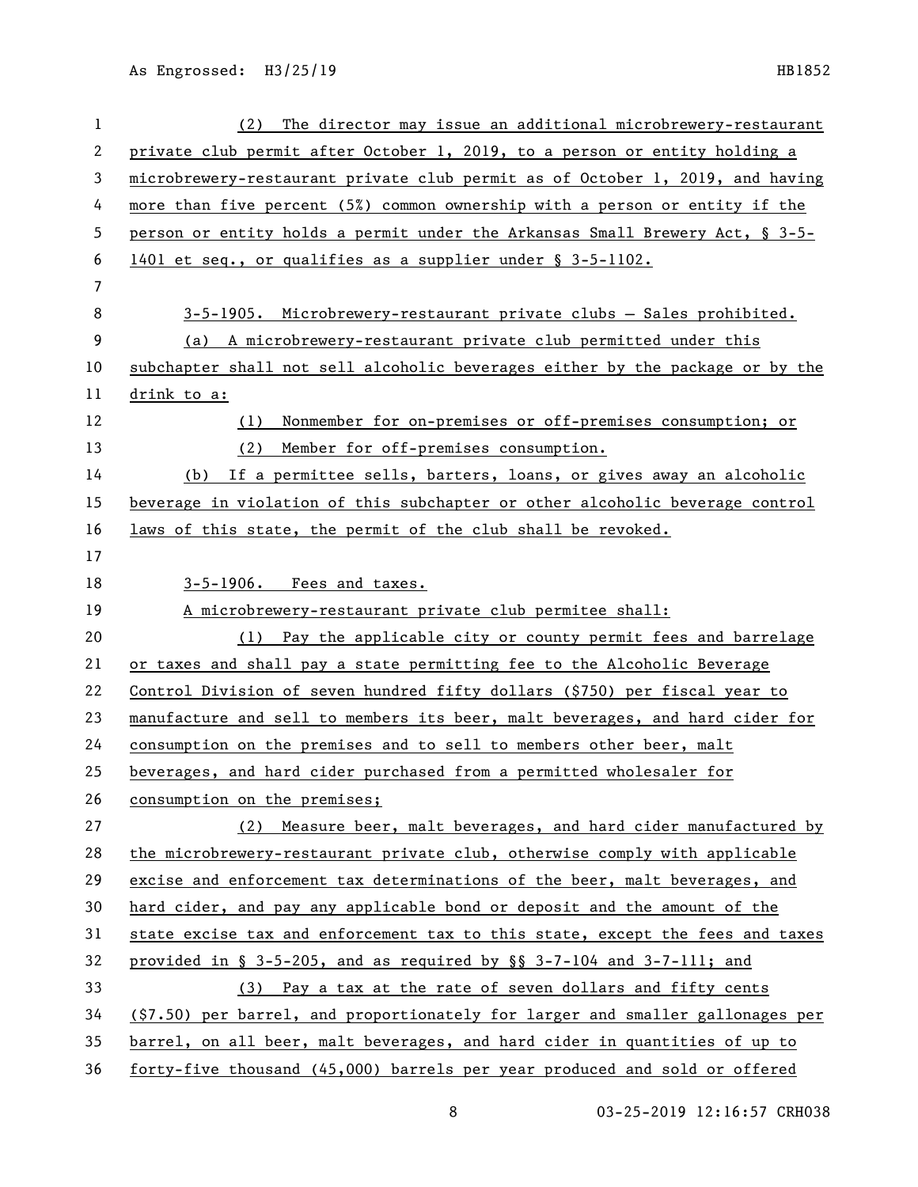(2) The director may issue an additional microbrewery-restaurant private club permit after October 1, 2019, to a person or entity holding a microbrewery-restaurant private club permit as of October 1, 2019, and having more than five percent (5%) common ownership with a person or entity if the person or entity holds a permit under the Arkansas Small Brewery Act, § 3-5-1401 et seq., or qualifies as a supplier under § 3-5-1102.

3-5-1905. Microbrewery-restaurant private clubs — Sales prohibited.

(a) A microbrewery-restaurant private club permitted under this subchapter shall not sell alcoholic beverages either by the package or by the drink to a:

(1) Nonmember for on-premises or off-premises consumption; or

(2) Member for off-premises consumption.

(b) If a permittee sells, barters, loans, or gives away an alcoholic beverage in violation of this subchapter or other alcoholic beverage control laws of this state, the permit of the club shall be revoked.

3-5-1906. Fees and taxes.

A microbrewery-restaurant private club permitee shall:

(1) Pay the applicable city or county permit fees and barrelage or taxes and shall pay a state permitting fee to the Alcoholic Beverage Control Division of seven hundred fifty dollars ($750) per fiscal year to manufacture and sell to members its beer, malt beverages, and hard cider for consumption on the premises and to sell to members other beer, malt beverages, and hard cider purchased from a permitted wholesaler for consumption on the premises;

(2) Measure beer, malt beverages, and hard cider manufactured by the microbrewery-restaurant private club, otherwise comply with applicable excise and enforcement tax determinations of the beer, malt beverages, and hard cider, and pay any applicable bond or deposit and the amount of the state excise tax and enforcement tax to this state, except the fees and taxes provided in § 3-5-205, and as required by §§ 3-7-104 and 3-7-111; and

(3) Pay a tax at the rate of seven dollars and fifty cents ($7.50) per barrel, and proportionately for larger and smaller gallonages per barrel, on all beer, malt beverages, and hard cider in quantities of up to forty-five thousand (45,000) barrels per year produced and sold or offered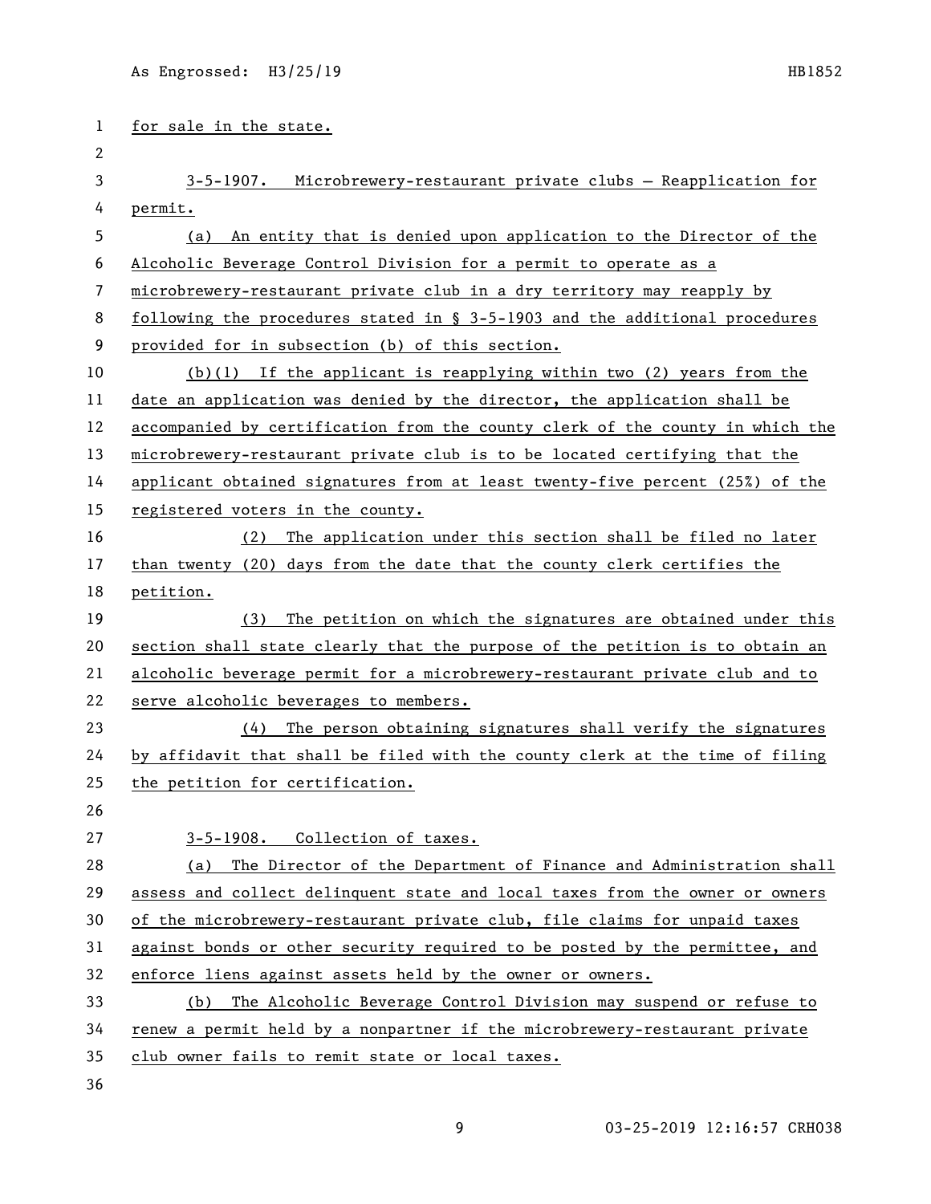for sale in the state.

3-5-1907. Microbrewery-restaurant private clubs — Reapplication for permit.

(a) An entity that is denied upon application to the Director of the Alcoholic Beverage Control Division for a permit to operate as a microbrewery-restaurant private club in a dry territory may reapply by following the procedures stated in § 3-5-1903 and the additional procedures provided for in subsection (b) of this section.

(b)(1) If the applicant is reapplying within two (2) years from the date an application was denied by the director, the application shall be accompanied by certification from the county clerk of the county in which the microbrewery-restaurant private club is to be located certifying that the applicant obtained signatures from at least twenty-five percent (25%) of the registered voters in the county.

(2) The application under this section shall be filed no later than twenty (20) days from the date that the county clerk certifies the petition.

(3) The petition on which the signatures are obtained under this section shall state clearly that the purpose of the petition is to obtain an alcoholic beverage permit for a microbrewery-restaurant private club and to serve alcoholic beverages to members.

(4) The person obtaining signatures shall verify the signatures by affidavit that shall be filed with the county clerk at the time of filing the petition for certification.

3-5-1908. Collection of taxes.

(a) The Director of the Department of Finance and Administration shall assess and collect delinquent state and local taxes from the owner or owners of the microbrewery-restaurant private club, file claims for unpaid taxes against bonds or other security required to be posted by the permittee, and enforce liens against assets held by the owner or owners.

(b) The Alcoholic Beverage Control Division may suspend or refuse to renew a permit held by a nonpartner if the microbrewery-restaurant private club owner fails to remit state or local taxes.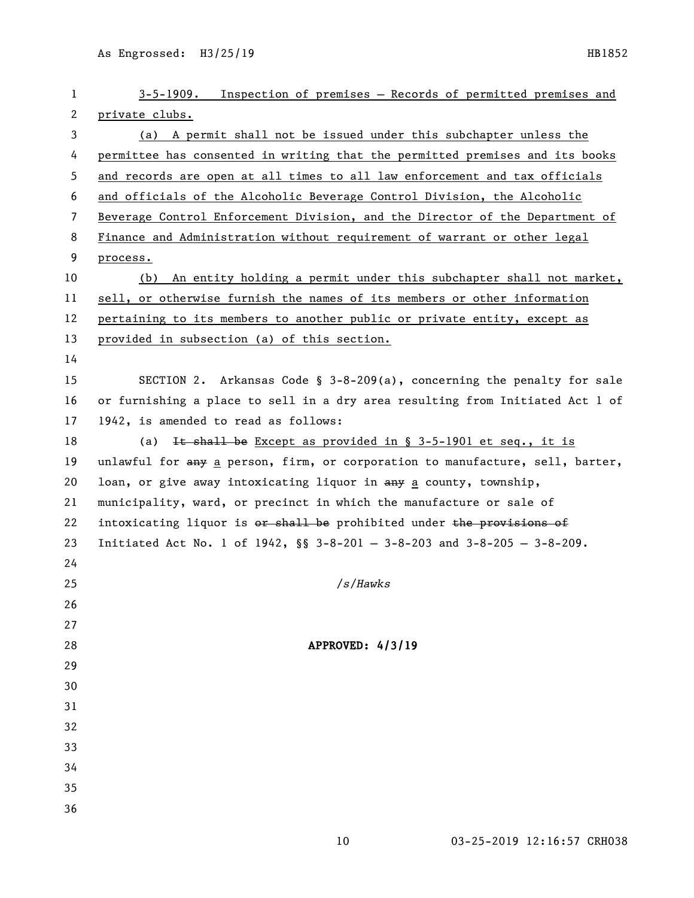3-5-1909. Inspection of premises — Records of permitted premises and private clubs.

(a) A permit shall not be issued under this subchapter unless the permittee has consented in writing that the permitted premises and its books and records are open at all times to all law enforcement and tax officials and officials of the Alcoholic Beverage Control Division, the Alcoholic Beverage Control Enforcement Division, and the Director of the Department of Finance and Administration without requirement of warrant or other legal process.

(b) An entity holding a permit under this subchapter shall not market, sell, or otherwise furnish the names of its members or other information pertaining to its members to another public or private entity, except as provided in subsection (a) of this section.

SECTION 2. Arkansas Code § 3-8-209(a), concerning the penalty for sale or furnishing a place to sell in a dry area resulting from Initiated Act 1 of 1942, is amended to read as follows:

(a) ~~It shall be~~ Except as provided in § 3-5-1901 et seq., it is unlawful for ~~any~~ a person, firm, or corporation to manufacture, sell, barter, loan, or give away intoxicating liquor in ~~any~~ a county, township, municipality, ward, or precinct in which the manufacture or sale of intoxicating liquor is ~~or shall be~~ prohibited under ~~the provisions of~~ Initiated Act No. 1 of 1942, §§ 3-8-201 — 3-8-203 and 3-8-205 — 3-8-209.

*/s/Hawks*

**APPROVED: 4/3/19**